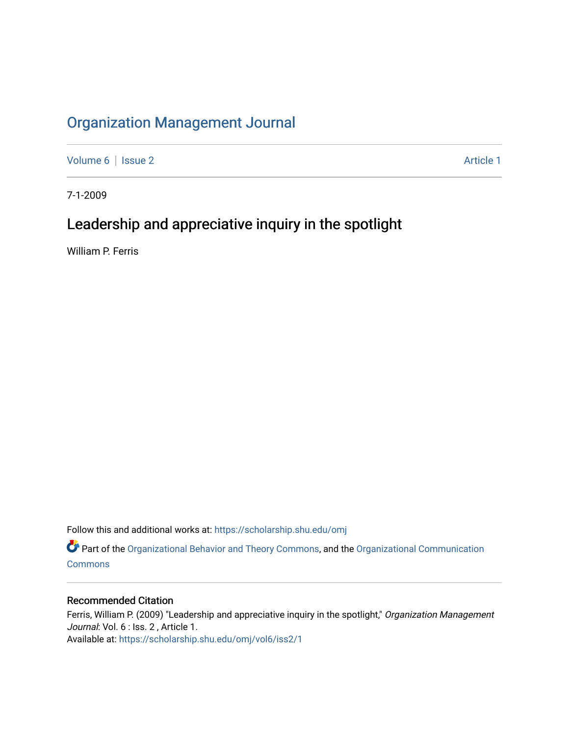# Organization Management Journal

Volume 6 | Issue 2 Article 1

7-1-2009

## Leadership and appreciative inquiry in the spotlight

William P. Ferris

Follow this and additional works at: https://scholarship.shu.edu/omj

Part of the Organizational Behavior and Theory Commons, and the Organizational Communication Commons

### Recommended Citation

Ferris, William P. (2009) "Leadership and appreciative inquiry in the spotlight," *Organization Management Journal*: Vol. 6 : Iss. 2 , Article 1.
Available at: https://scholarship.shu.edu/omj/vol6/iss2/1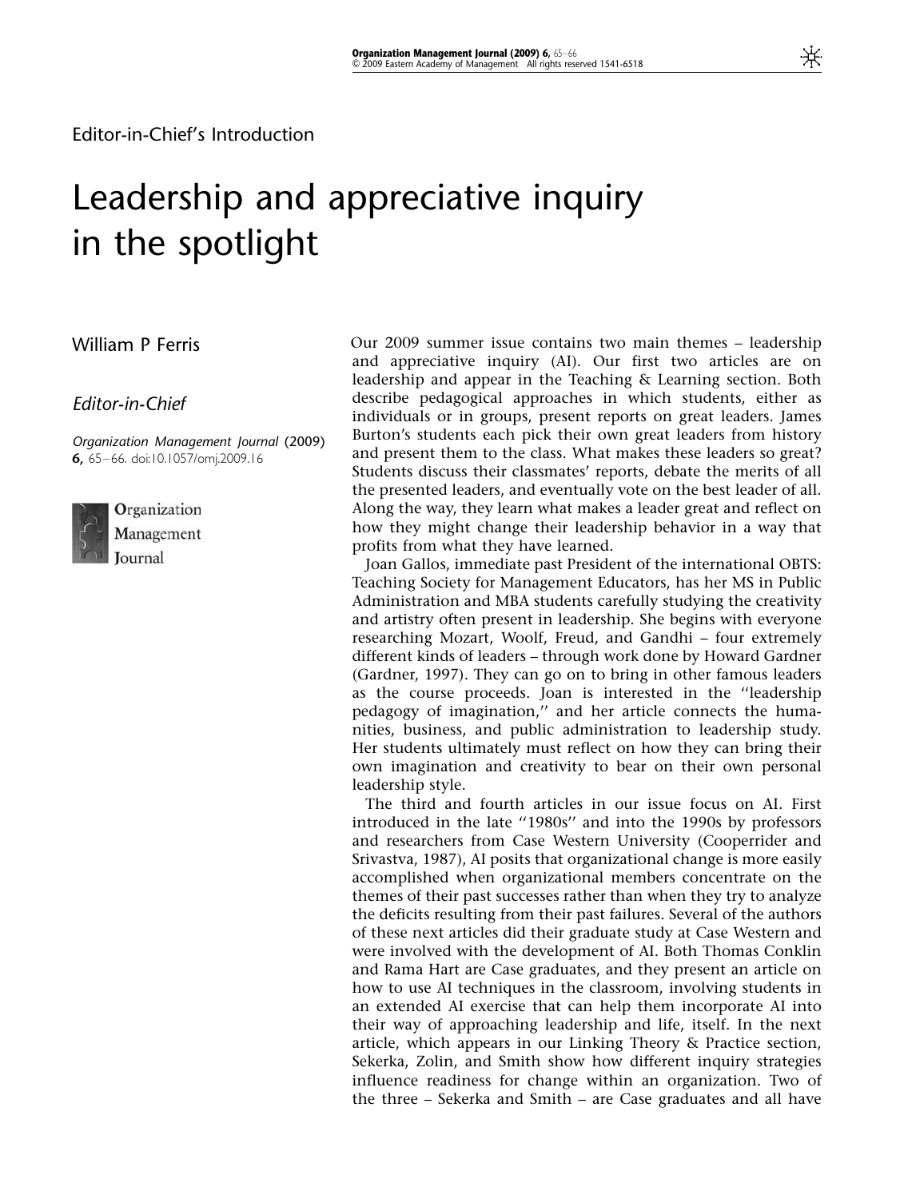Editor-in-Chief's Introduction

# Leadership and appreciative inquiry in the spotlight

William P Ferris

*Editor-in-Chief*

*Organization Management Journal* (2009) **6,** 65–66. doi:10.1057/omj.2009.16

Our 2009 summer issue contains two main themes – leadership and appreciative inquiry (AI). Our first two articles are on leadership and appear in the Teaching & Learning section. Both describe pedagogical approaches in which students, either as individuals or in groups, present reports on great leaders. James Burton's students each pick their own great leaders from history and present them to the class. What makes these leaders so great? Students discuss their classmates' reports, debate the merits of all the presented leaders, and eventually vote on the best leader of all. Along the way, they learn what makes a leader great and reflect on how they might change their leadership behavior in a way that profits from what they have learned.

Joan Gallos, immediate past President of the international OBTS: Teaching Society for Management Educators, has her MS in Public Administration and MBA students carefully studying the creativity and artistry often present in leadership. She begins with everyone researching Mozart, Woolf, Freud, and Gandhi – four extremely different kinds of leaders – through work done by Howard Gardner (Gardner, 1997). They can go on to bring in other famous leaders as the course proceeds. Joan is interested in the "leadership pedagogy of imagination," and her article connects the humanities, business, and public administration to leadership study. Her students ultimately must reflect on how they can bring their own imagination and creativity to bear on their own personal leadership style.

The third and fourth articles in our issue focus on AI. First introduced in the late "1980s" and into the 1990s by professors and researchers from Case Western University (Cooperrider and Srivastva, 1987), AI posits that organizational change is more easily accomplished when organizational members concentrate on the themes of their past successes rather than when they try to analyze the deficits resulting from their past failures. Several of the authors of these next articles did their graduate study at Case Western and were involved with the development of AI. Both Thomas Conklin and Rama Hart are Case graduates, and they present an article on how to use AI techniques in the classroom, involving students in an extended AI exercise that can help them incorporate AI into their way of approaching leadership and life, itself. In the next article, which appears in our Linking Theory & Practice section, Sekerka, Zolin, and Smith show how different inquiry strategies influence readiness for change within an organization. Two of the three – Sekerka and Smith – are Case graduates and all have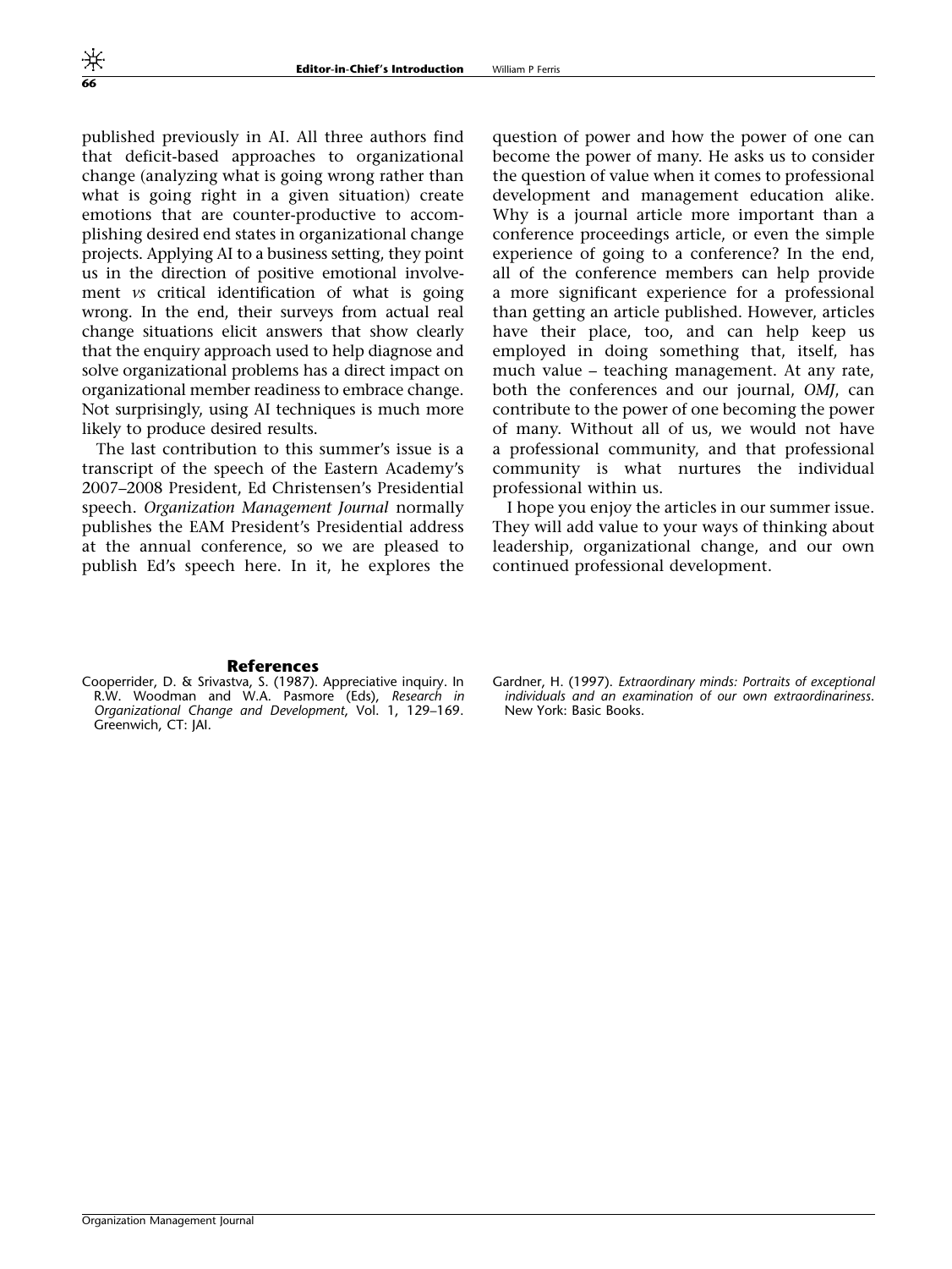published previously in AI. All three authors find that deficit-based approaches to organizational change (analyzing what is going wrong rather than what is going right in a given situation) create emotions that are counter-productive to accomplishing desired end states in organizational change projects. Applying AI to a business setting, they point us in the direction of positive emotional involvement *vs* critical identification of what is going wrong. In the end, their surveys from actual real change situations elicit answers that show clearly that the enquiry approach used to help diagnose and solve organizational problems has a direct impact on organizational member readiness to embrace change. Not surprisingly, using AI techniques is much more likely to produce desired results.

The last contribution to this summer's issue is a transcript of the speech of the Eastern Academy's 2007–2008 President, Ed Christensen's Presidential speech. *Organization Management Journal* normally publishes the EAM President's Presidential address at the annual conference, so we are pleased to publish Ed's speech here. In it, he explores the question of power and how the power of one can become the power of many. He asks us to consider the question of value when it comes to professional development and management education alike. Why is a journal article more important than a conference proceedings article, or even the simple experience of going to a conference? In the end, all of the conference members can help provide a more significant experience for a professional than getting an article published. However, articles have their place, too, and can help keep us employed in doing something that, itself, has much value – teaching management. At any rate, both the conferences and our journal, *OMJ*, can contribute to the power of one becoming the power of many. Without all of us, we would not have a professional community, and that professional community is what nurtures the individual professional within us.

I hope you enjoy the articles in our summer issue. They will add value to your ways of thinking about leadership, organizational change, and our own continued professional development.

## References

Cooperrider, D. & Srivastva, S. (1987). Appreciative inquiry. In R.W. Woodman and W.A. Pasmore (Eds), *Research in Organizational Change and Development*, Vol. 1, 129–169. Greenwich, CT: JAI.

Gardner, H. (1997). *Extraordinary minds: Portraits of exceptional individuals and an examination of our own extraordinariness.* New York: Basic Books.